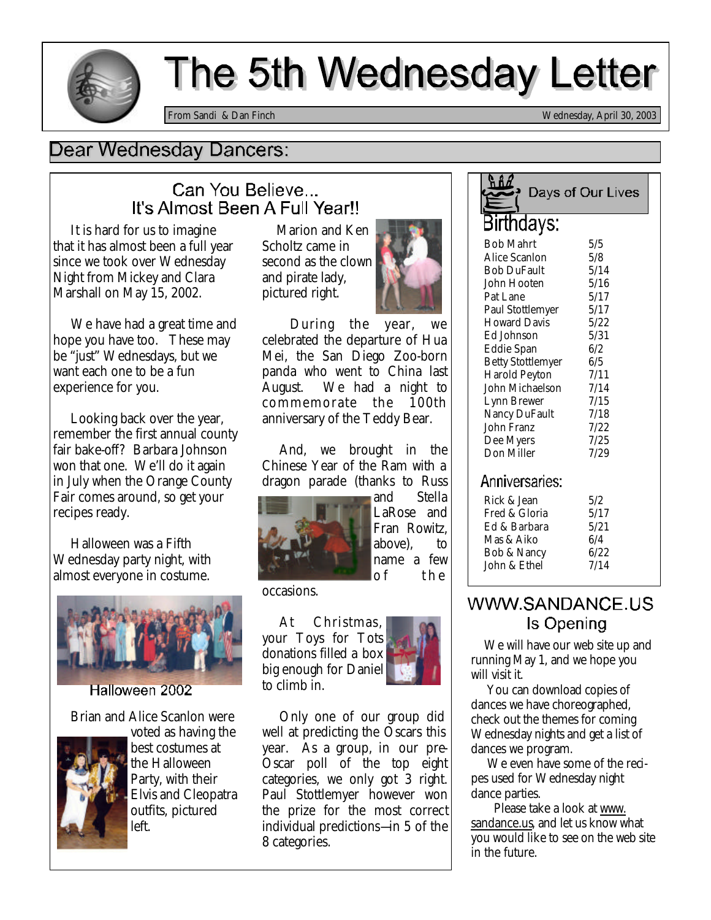# The 5th Wednesday Letter

From Sandi & Dan Finch — Wednesday, April 30, 2003

## Dear Wednesday Dancers:

### Can You Believe... It's Almost Been A Full Year!!

It is hard for us to imagine that it has almost been a full year since we took over Wednesday Night from Mickey and Clara Marshall on May 15, 2002.

We have had a great time and hope you have too. These may be "just" Wednesdays, but we want each one to be a fun experience for you.

Looking back over the year, remember the first annual county fair bake-off? Barbara Johnson won that one. We'll do it again in July when the Orange County Fair comes around, so get your recipes ready.

Halloween was a Fifth Wednesday party night, with almost everyone in costume.

Halloween 2002

Brian and Alice Scanlon were voted as having the best costumes at the Halloween Party, with their Elvis and Cleopatra outfits, pictured left.

Marion and Ken Scholtz came in second as the clown and pirate lady, pictured right.

During the year, we celebrated the departure of Hua Mei, the San Diego Zoo-born panda who went to China last August. We had a night to commemorate the 100th anniversary of the Teddy Bear.

And, we brought in the Chinese Year of the Ram with a dragon parade (thanks to Russ and Stella LaRose and Fran Rowitz, above), to name a few of the occasions.

At Christmas, your Toys for Tots donations filled a box big enough for Daniel to climb in.

Only one of our group did well at predicting the Oscars this year. As a group, in our pre-Oscar poll of the top eight categories, we only got 3 right. Paul Stottlemyer however won the prize for the most correct individual predictions—in 5 of the 8 categories.

### Days of Our Lives

**Birthdays:**

| Name | Date |
|---|---|
| Bob Mahrt | 5/5 |
| Alice Scanlon | 5/8 |
| Bob DuFault | 5/14 |
| John Hooten | 5/16 |
| Pat Lane | 5/17 |
| Paul Stottlemyer | 5/17 |
| Howard Davis | 5/22 |
| Ed Johnson | 5/31 |
| Eddie Span | 6/2 |
| Betty Stottlemyer | 6/5 |
| Harold Peyton | 7/11 |
| John Michaelson | 7/14 |
| Lynn Brewer | 7/15 |
| Nancy DuFault | 7/18 |
| John Franz | 7/22 |
| Dee Myers | 7/25 |
| Don Miller | 7/29 |

**Anniversaries:**

| Names | Date |
|---|---|
| Rick & Jean | 5/2 |
| Fred & Gloria | 5/17 |
| Ed & Barbara | 5/21 |
| Mas & Aiko | 6/4 |
| Bob & Nancy | 6/22 |
| John & Ethel | 7/14 |

### WWW.SANDANCE.US Is Opening

We will have our web site up and running May 1, and we hope you will visit it.

You can download copies of dances we have choreographed, check out the themes for coming Wednesday nights and get a list of dances we program.

We even have some of the recipes used for Wednesday night dance parties.

Please take a look at www.sandance.us, and let us know what you would like to see on the web site in the future.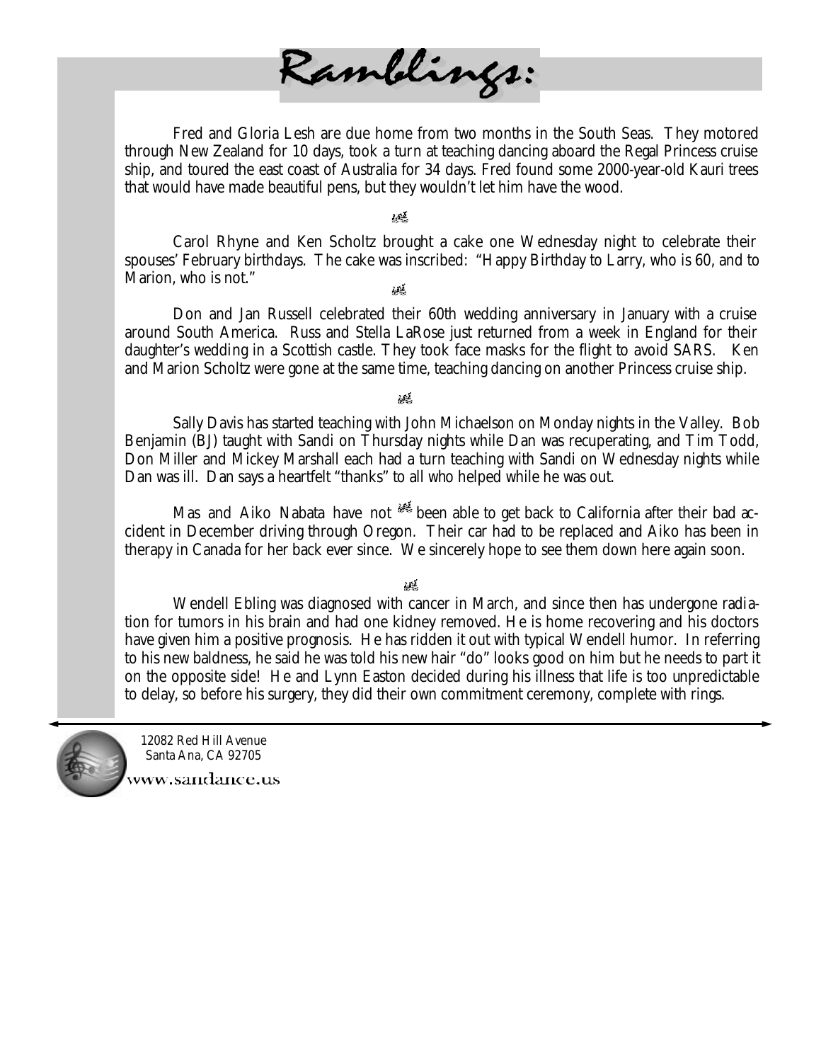# Ramblings:

Fred and Gloria Lesh are due home from two months in the South Seas. They motored through New Zealand for 10 days, took a turn at teaching dancing aboard the Regal Princess cruise ship, and toured the east coast of Australia for 34 days. Fred found some 2000-year-old Kauri trees that would have made beautiful pens, but they wouldn't let him have the wood.

Carol Rhyne and Ken Scholtz brought a cake one Wednesday night to celebrate their spouses' February birthdays. The cake was inscribed: "Happy Birthday to Larry, who is 60, and to Marion, who is not."

Don and Jan Russell celebrated their 60th wedding anniversary in January with a cruise around South America. Russ and Stella LaRose just returned from a week in England for their daughter's wedding in a Scottish castle. They took face masks for the flight to avoid SARS. Ken and Marion Scholtz were gone at the same time, teaching dancing on another Princess cruise ship.

Sally Davis has started teaching with John Michaelson on Monday nights in the Valley. Bob Benjamin (BJ) taught with Sandi on Thursday nights while Dan was recuperating, and Tim Todd, Don Miller and Mickey Marshall each had a turn teaching with Sandi on Wednesday nights while Dan was ill. Dan says a heartfelt "thanks" to all who helped while he was out.

Mas and Aiko Nabata have not been able to get back to California after their bad accident in December driving through Oregon. Their car had to be replaced and Aiko has been in therapy in Canada for her back ever since. We sincerely hope to see them down here again soon.

Wendell Ebling was diagnosed with cancer in March, and since then has undergone radiation for tumors in his brain and had one kidney removed. He is home recovering and his doctors have given him a positive prognosis. He has ridden it out with typical Wendell humor. In referring to his new baldness, he said he was told his new hair "do" looks good on him but he needs to part it on the opposite side! He and Lynn Easton decided during his illness that life is too unpredictable to delay, so before his surgery, they did their own commitment ceremony, complete with rings.

12082 Red Hill Avenue
Santa Ana, CA 92705
www.sandance.us